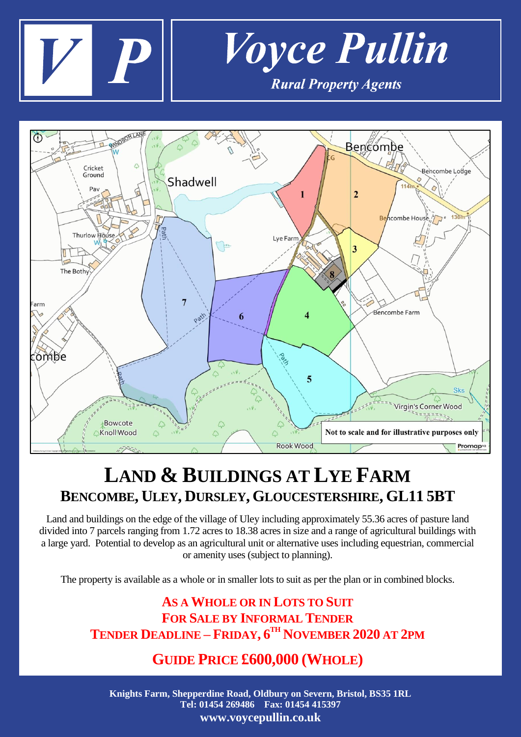# Voyce Pullin

*Rural Property Agents*

# LAND & BUILDINGS AT LYE FARM

## BENCOMBE, ULEY, DURSLEY, GLOUCESTERSHIRE, GL11 5BT

Land and buildings on the edge of the village of Uley including approximately 55.36 acres of pasture land divided into 7 parcels ranging from 1.72 acres to 18.38 acres in size and a range of agricultural buildings with a large yard. Potential to develop as an agricultural unit or alternative uses including equestrian, commercial or amenity uses (subject to planning).

The property is available as a whole or in smaller lots to suit as per the plan or in combined blocks.

**AS A WHOLE OR IN LOTS TO SUIT**
**FOR SALE BY INFORMAL TENDER**
**TENDER DEADLINE – FRIDAY, 6TH NOVEMBER 2020 AT 2PM**

## GUIDE PRICE £600,000 (WHOLE)

**Knights Farm, Shepperdine Road, Oldbury on Severn, Bristol, BS35 1RL**
**Tel: 01454 269486 Fax: 01454 415397**
**www.voycepullin.co.uk**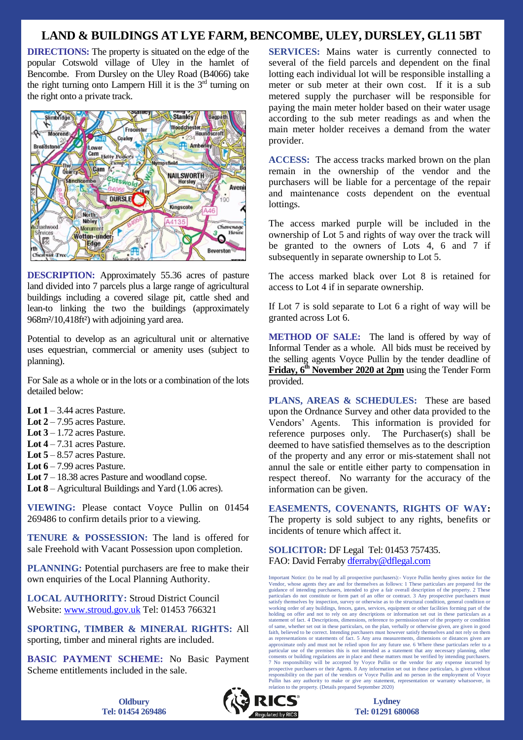# LAND & BUILDINGS AT LYE FARM, BENCOMBE, ULEY, DURSLEY, GL11 5BT

**DIRECTIONS:** The property is situated on the edge of the popular Cotswold village of Uley in the hamlet of Bencombe. From Dursley on the Uley Road (B4066) take the right turning onto Lampern Hill it is the 3rd turning on the right onto a private track.

**DESCRIPTION:** Approximately 55.36 acres of pasture land divided into 7 parcels plus a large range of agricultural buildings including a covered silage pit, cattle shed and lean-to linking the two the buildings (approximately 968m²/10,418ft²) with adjoining yard area.

Potential to develop as an agricultural unit or alternative uses equestrian, commercial or amenity uses (subject to planning).

For Sale as a whole or in the lots or a combination of the lots detailed below:

**Lot 1** – 3.44 acres Pasture.
**Lot 2** – 7.95 acres Pasture.
**Lot 3** – 1.72 acres Pasture.
**Lot 4** – 7.31 acres Pasture.
**Lot 5** – 8.57 acres Pasture.
**Lot 6** – 7.99 acres Pasture.
**Lot 7** – 18.38 acres Pasture and woodland copse.
**Lot 8** – Agricultural Buildings and Yard (1.06 acres).

**VIEWING:** Please contact Voyce Pullin on 01454 269486 to confirm details prior to a viewing.

**TENURE & POSSESSION:** The land is offered for sale Freehold with Vacant Possession upon completion.

**PLANNING:** Potential purchasers are free to make their own enquiries of the Local Planning Authority.

**LOCAL AUTHORITY:** Stroud District Council
Website: www.stroud.gov.uk Tel: 01453 766321

**SPORTING, TIMBER & MINERAL RIGHTS:** All sporting, timber and mineral rights are included.

**BASIC PAYMENT SCHEME:** No Basic Payment Scheme entitlements included in the sale.

**SERVICES:** Mains water is currently connected to several of the field parcels and dependent on the final lotting each individual lot will be responsible installing a meter or sub meter at their own cost. If it is a sub metered supply the purchaser will be responsible for paying the main meter holder based on their water usage according to the sub meter readings as and when the main meter holder receives a demand from the water provider.

**ACCESS:** The access tracks marked brown on the plan remain in the ownership of the vendor and the purchasers will be liable for a percentage of the repair and maintenance costs dependent on the eventual lottings.

The access marked purple will be included in the ownership of Lot 5 and rights of way over the track will be granted to the owners of Lots 4, 6 and 7 if subsequently in separate ownership to Lot 5.

The access marked black over Lot 8 is retained for access to Lot 4 if in separate ownership.

If Lot 7 is sold separate to Lot 6 a right of way will be granted across Lot 6.

**METHOD OF SALE:** The land is offered by way of Informal Tender as a whole. All bids must be received by the selling agents Voyce Pullin by the tender deadline of **Friday, 6th November 2020 at 2pm** using the Tender Form provided.

**PLANS, AREAS & SCHEDULES:** These are based upon the Ordnance Survey and other data provided to the Vendors' Agents. This information is provided for reference purposes only. The Purchaser(s) shall be deemed to have satisfied themselves as to the description of the property and any error or mis-statement shall not annul the sale or entitle either party to compensation in respect thereof. No warranty for the accuracy of the information can be given.

**EASEMENTS, COVENANTS, RIGHTS OF WAY:** The property is sold subject to any rights, benefits or incidents of tenure which affect it.

**SOLICITOR:** DF Legal Tel: 01453 757435.
FAO: David Ferraby dferraby@dflegal.com

Important Notice: (to be read by all prospective purchasers):- Voyce Pullin hereby gives notice for the Vendor, whose agents they are and for themselves as follows: 1 These particulars are prepared for the guidance of intending purchasers, intended to give a fair overall description of the property. 2 These particulars do not constitute or form part of an offer or contract. 3 Any prospective purchasers must satisfy themselves by inspection, survey or otherwise as to the structural condition, general condition or working order of any buildings, fences, gates, services, equipment or other facilities forming part of the holding on offer and not to rely on any descriptions or information set out in these particulars as a statement of fact. 4 Descriptions, dimensions, reference to permission/user of the property or condition of same, whether set out in these particulars, on the plan, verbally or otherwise given, are given in good faith, believed to be correct. Intending purchasers must however satisfy themselves and not rely on them as representations or statements of fact. 5 Any area measurements, dimensions or distances given are approximate only and must not be relied upon for any future use. 6 Where these particulars refer to a particular use of the premises this is not intended as a statement that any necessary planning, other consents or building regulations are in place and these matters must be verified by intending purchasers. 7 No responsibility will be accepted by Voyce Pullin or the vendor for any expense incurred by prospective purchasers or their Agents. 8 Any information set out in these particulars, is given without responsibility on the part of the vendors or Voyce Pullin and no person in the employment of Voyce Pullin has any authority to make or give any statement, representation or warranty whatsoever, in relation to the property. (Details prepared September 2020)

**Oldbury**
**Tel: 01454 269486**

**Lydney**
**Tel: 01291 680068**